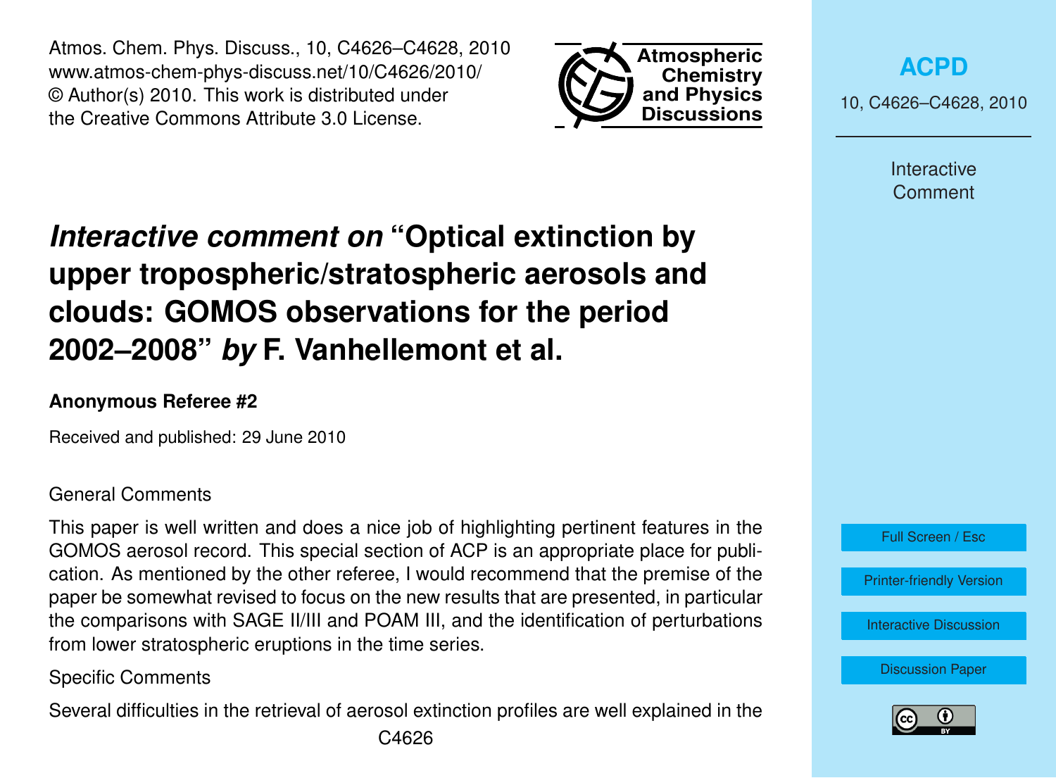# *Interactive comment on* "Optical extinction by upper tropospheric/stratospheric aerosols and clouds: GOMOS observations for the period 2002–2008" *by* F. Vanhellemont et al.

**Anonymous Referee #2**

Received and published: 29 June 2010

General Comments

This paper is well written and does a nice job of highlighting pertinent features in the GOMOS aerosol record. This special section of ACP is an appropriate place for publication. As mentioned by the other referee, I would recommend that the premise of the paper be somewhat revised to focus on the new results that are presented, in particular the comparisons with SAGE II/III and POAM III, and the identification of perturbations from lower stratospheric eruptions in the time series.

Specific Comments

Several difficulties in the retrieval of aerosol extinction profiles are well explained in the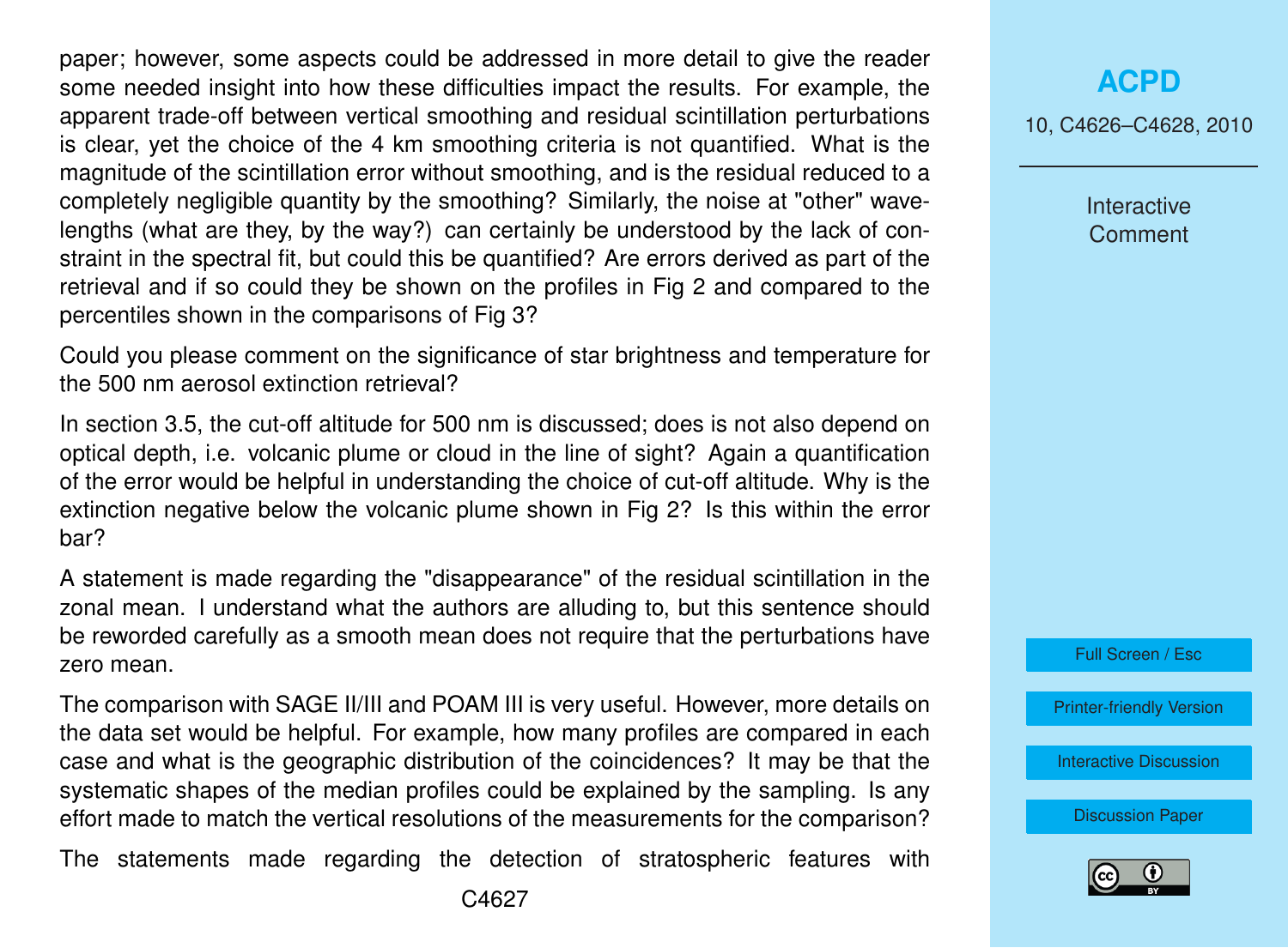paper; however, some aspects could be addressed in more detail to give the reader some needed insight into how these difficulties impact the results. For example, the apparent trade-off between vertical smoothing and residual scintillation perturbations is clear, yet the choice of the 4 km smoothing criteria is not quantified. What is the magnitude of the scintillation error without smoothing, and is the residual reduced to a completely negligible quantity by the smoothing? Similarly, the noise at "other" wavelengths (what are they, by the way?) can certainly be understood by the lack of constraint in the spectral fit, but could this be quantified? Are errors derived as part of the retrieval and if so could they be shown on the profiles in Fig 2 and compared to the percentiles shown in the comparisons of Fig 3?

Could you please comment on the significance of star brightness and temperature for the 500 nm aerosol extinction retrieval?

In section 3.5, the cut-off altitude for 500 nm is discussed; does is not also depend on optical depth, i.e. volcanic plume or cloud in the line of sight? Again a quantification of the error would be helpful in understanding the choice of cut-off altitude. Why is the extinction negative below the volcanic plume shown in Fig 2? Is this within the error bar?

A statement is made regarding the "disappearance" of the residual scintillation in the zonal mean. I understand what the authors are alluding to, but this sentence should be reworded carefully as a smooth mean does not require that the perturbations have zero mean.

The comparison with SAGE II/III and POAM III is very useful. However, more details on the data set would be helpful. For example, how many profiles are compared in each case and what is the geographic distribution of the coincidences? It may be that the systematic shapes of the median profiles could be explained by the sampling. Is any effort made to match the vertical resolutions of the measurements for the comparison?

The statements made regarding the detection of stratospheric features with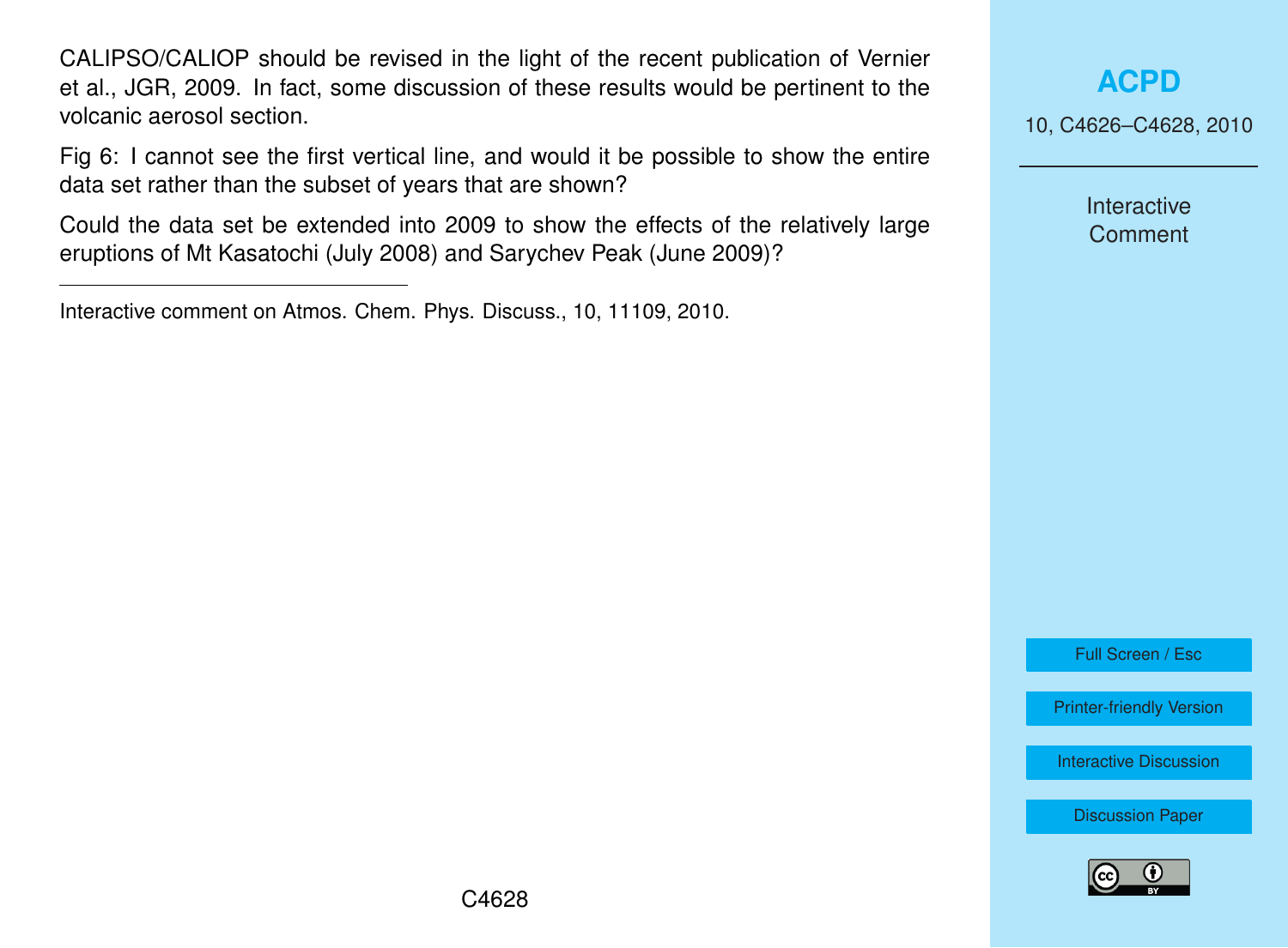CALIPSO/CALIOP should be revised in the light of the recent publication of Vernier et al., JGR, 2009. In fact, some discussion of these results would be pertinent to the volcanic aerosol section.

Fig 6: I cannot see the first vertical line, and would it be possible to show the entire data set rather than the subset of years that are shown?

Could the data set be extended into 2009 to show the effects of the relatively large eruptions of Mt Kasatochi (July 2008) and Sarychev Peak (June 2009)?

---

Interactive comment on Atmos. Chem. Phys. Discuss., 10, 11109, 2010.